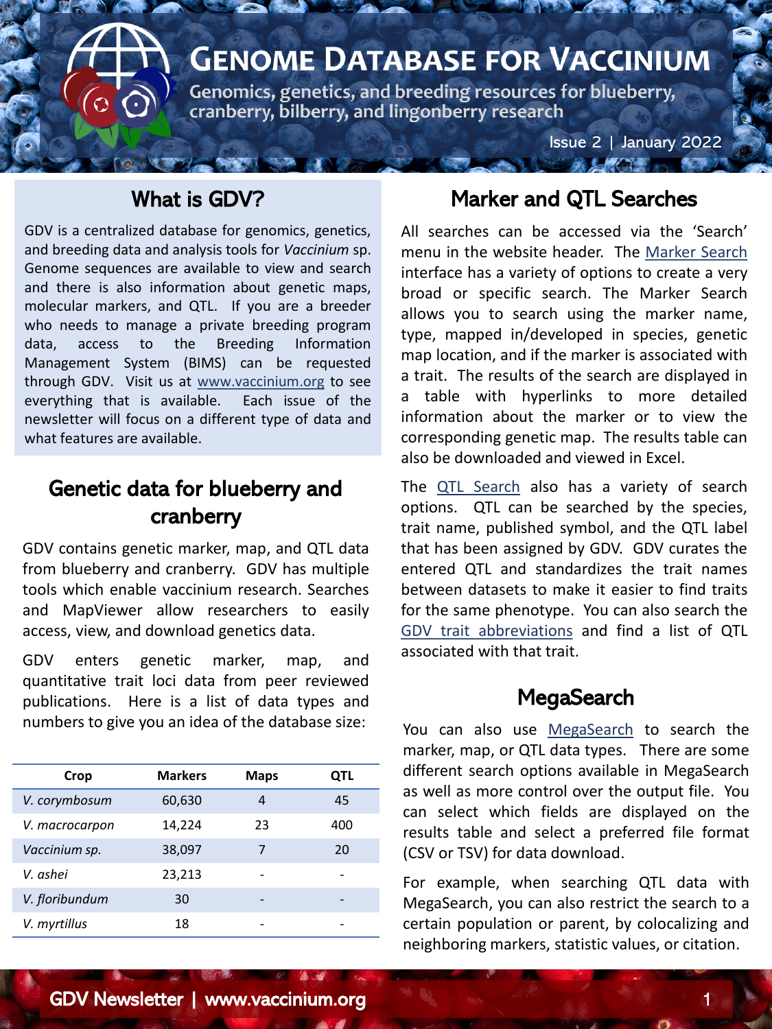# Genome Database for Vaccinium

Genomics, genetics, and breeding resources for blueberry, cranberry, bilberry, and lingonberry research

Issue 2 | January 2022

## What is GDV?

GDV is a centralized database for genomics, genetics, and breeding data and analysis tools for *Vaccinium* sp. Genome sequences are available to view and search and there is also information about genetic maps, molecular markers, and QTL. If you are a breeder who needs to manage a private breeding program data, access to the Breeding Information Management System (BIMS) can be requested through GDV. Visit us at www.vaccinium.org to see everything that is available. Each issue of the newsletter will focus on a different type of data and what features are available.

## Genetic data for blueberry and cranberry

GDV contains genetic marker, map, and QTL data from blueberry and cranberry. GDV has multiple tools which enable vaccinium research. Searches and MapViewer allow researchers to easily access, view, and download genetics data.

GDV enters genetic marker, map, and quantitative trait loci data from peer reviewed publications. Here is a list of data types and numbers to give you an idea of the database size:

| Crop | Markers | Maps | QTL |
|---|---|---|---|
| *V. corymbosum* | 60,630 | 4 | 45 |
| *V. macrocarpon* | 14,224 | 23 | 400 |
| *Vaccinium sp.* | 38,097 | 7 | 20 |
| *V. ashei* | 23,213 | - | - |
| *V. floribundum* | 30 | - | - |
| *V. myrtillus* | 18 | - | - |

## Marker and QTL Searches

All searches can be accessed via the 'Search' menu in the website header. The Marker Search interface has a variety of options to create a very broad or specific search. The Marker Search allows you to search using the marker name, type, mapped in/developed in species, genetic map location, and if the marker is associated with a trait. The results of the search are displayed in a table with hyperlinks to more detailed information about the marker or to view the corresponding genetic map. The results table can also be downloaded and viewed in Excel.

The QTL Search also has a variety of search options. QTL can be searched by the species, trait name, published symbol, and the QTL label that has been assigned by GDV. GDV curates the entered QTL and standardizes the trait names between datasets to make it easier to find traits for the same phenotype. You can also search the GDV trait abbreviations and find a list of QTL associated with that trait.

## MegaSearch

You can also use MegaSearch to search the marker, map, or QTL data types. There are some different search options available in MegaSearch as well as more control over the output file. You can select which fields are displayed on the results table and select a preferred file format (CSV or TSV) for data download.

For example, when searching QTL data with MegaSearch, you can also restrict the search to a certain population or parent, by colocalizing and neighboring markers, statistic values, or citation.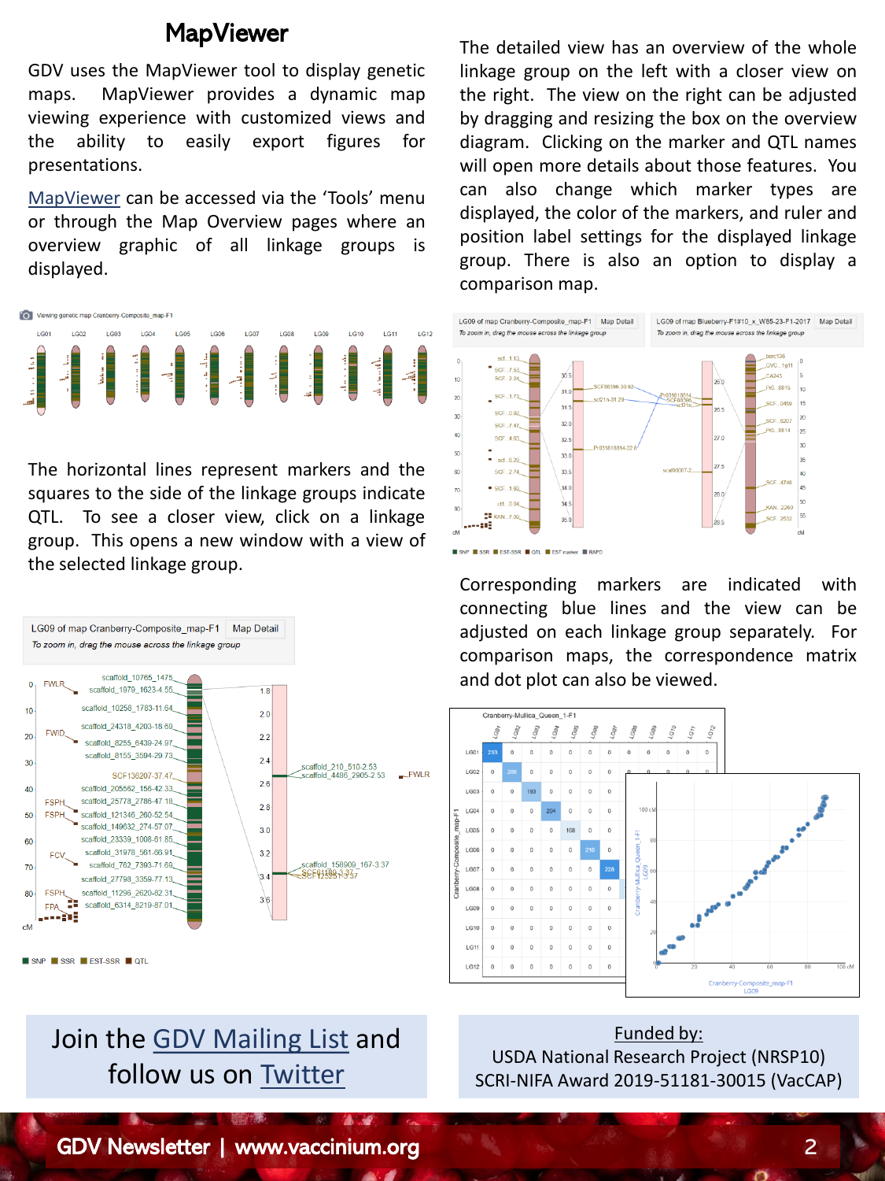# MapViewer

GDV uses the MapViewer tool to display genetic maps. MapViewer provides a dynamic map viewing experience with customized views and the ability to easily export figures for presentations.

MapViewer can be accessed via the 'Tools' menu or through the Map Overview pages where an overview graphic of all linkage groups is displayed.

Viewing genetic map Cranberry-Composite_map-F1

LG01 LG02 LG03 LG04 LG05 LG06 LG07 LG08 LG09 LG10 LG11 LG12

The horizontal lines represent markers and the squares to the side of the linkage groups indicate QTL. To see a closer view, click on a linkage group. This opens a new window with a view of the selected linkage group.

LG09 of map Cranberry-Composite_map-F1 Map Detail

To zoom in, drag the mouse across the linkage group

SNP SSR EST-SSR QTL

The detailed view has an overview of the whole linkage group on the left with a closer view on the right. The view on the right can be adjusted by dragging and resizing the box on the overview diagram. Clicking on the marker and QTL names will open more details about those features. You can also change which marker types are displayed, the color of the markers, and ruler and position label settings for the displayed linkage group. There is also an option to display a comparison map.

LG09 of map Cranberry-Composite_map-F1 Map Detail

LG09 of map Blueberry-F1#10_x_W85-23-F1-2017 Map Detail

To zoom in, drag the mouse across the linkage group

SNP SSR EST-SSR QTL EST marker RAPD

Corresponding markers are indicated with connecting blue lines and the view can be adjusted on each linkage group separately. For comparison maps, the correspondence matrix and dot plot can also be viewed.

Cranberry-Mullica_Queen_1-F1

Cranberry-Composite_map-F1 LG09

Join the GDV Mailing List and follow us on Twitter

Funded by:
USDA National Research Project (NRSP10)
SCRI-NIFA Award 2019-51181-30015 (VacCAP)

GDV Newsletter | www.vaccinium.org